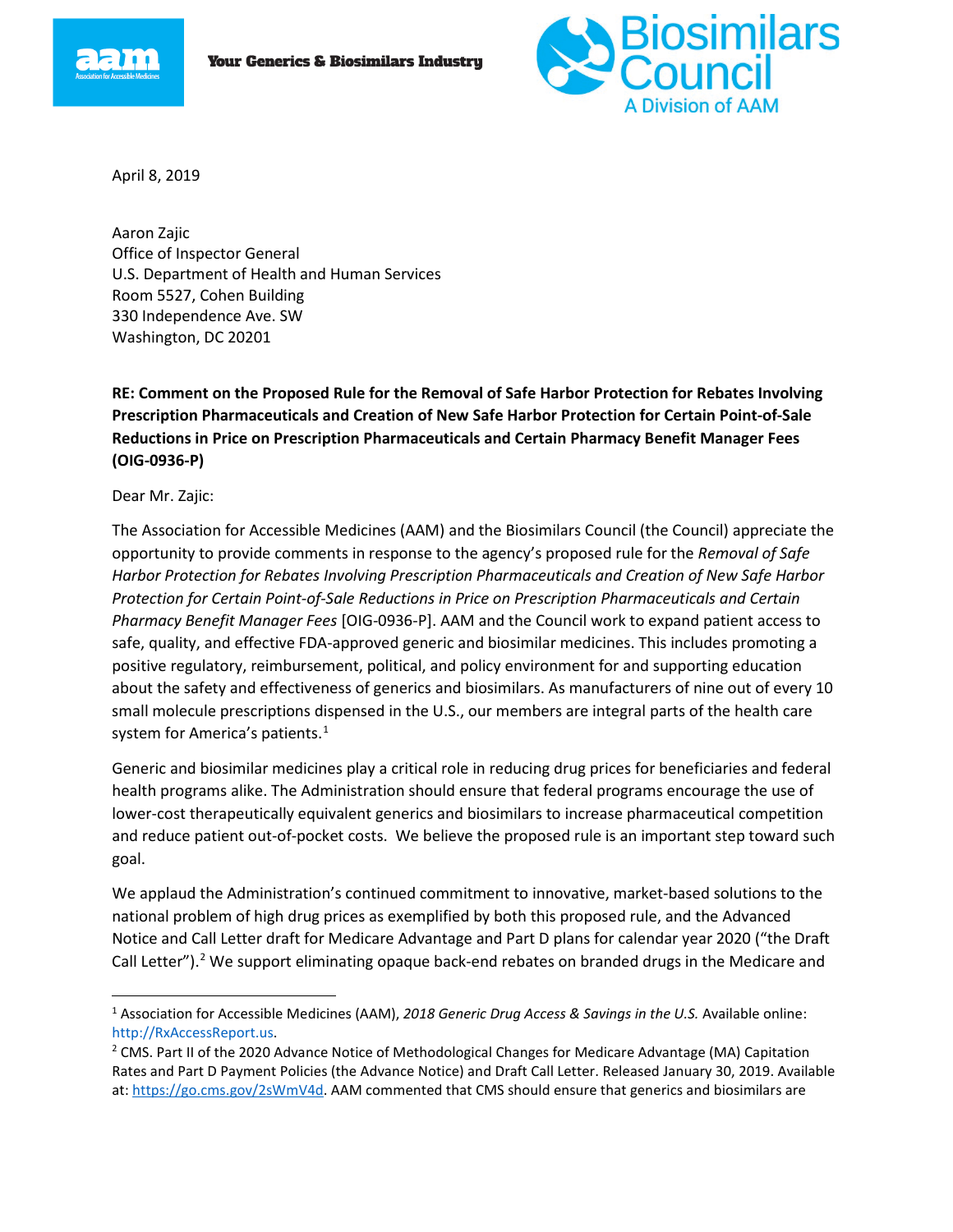Your Generics & Biosimilars Industry

April 8, 2019

Aaron Zajic
Office of Inspector General
U.S. Department of Health and Human Services
Room 5527, Cohen Building
330 Independence Ave. SW
Washington, DC 20201

**RE: Comment on the Proposed Rule for the Removal of Safe Harbor Protection for Rebates Involving Prescription Pharmaceuticals and Creation of New Safe Harbor Protection for Certain Point-of-Sale Reductions in Price on Prescription Pharmaceuticals and Certain Pharmacy Benefit Manager Fees (OIG-0936-P)**

Dear Mr. Zajic:

The Association for Accessible Medicines (AAM) and the Biosimilars Council (the Council) appreciate the opportunity to provide comments in response to the agency's proposed rule for the *Removal of Safe Harbor Protection for Rebates Involving Prescription Pharmaceuticals and Creation of New Safe Harbor Protection for Certain Point-of-Sale Reductions in Price on Prescription Pharmaceuticals and Certain Pharmacy Benefit Manager Fees* [OIG-0936-P]. AAM and the Council work to expand patient access to safe, quality, and effective FDA-approved generic and biosimilar medicines. This includes promoting a positive regulatory, reimbursement, political, and policy environment for and supporting education about the safety and effectiveness of generics and biosimilars. As manufacturers of nine out of every 10 small molecule prescriptions dispensed in the U.S., our members are integral parts of the health care system for America's patients.[1]

Generic and biosimilar medicines play a critical role in reducing drug prices for beneficiaries and federal health programs alike. The Administration should ensure that federal programs encourage the use of lower-cost therapeutically equivalent generics and biosimilars to increase pharmaceutical competition and reduce patient out-of-pocket costs. We believe the proposed rule is an important step toward such goal.

We applaud the Administration's continued commitment to innovative, market-based solutions to the national problem of high drug prices as exemplified by both this proposed rule, and the Advanced Notice and Call Letter draft for Medicare Advantage and Part D plans for calendar year 2020 ("the Draft Call Letter").[2] We support eliminating opaque back-end rebates on branded drugs in the Medicare and

---

[1] Association for Accessible Medicines (AAM), *2018 Generic Drug Access & Savings in the U.S.* Available online: http://RxAccessReport.us.

[2] CMS. Part II of the 2020 Advance Notice of Methodological Changes for Medicare Advantage (MA) Capitation Rates and Part D Payment Policies (the Advance Notice) and Draft Call Letter. Released January 30, 2019. Available at: https://go.cms.gov/2sWmV4d. AAM commented that CMS should ensure that generics and biosimilars are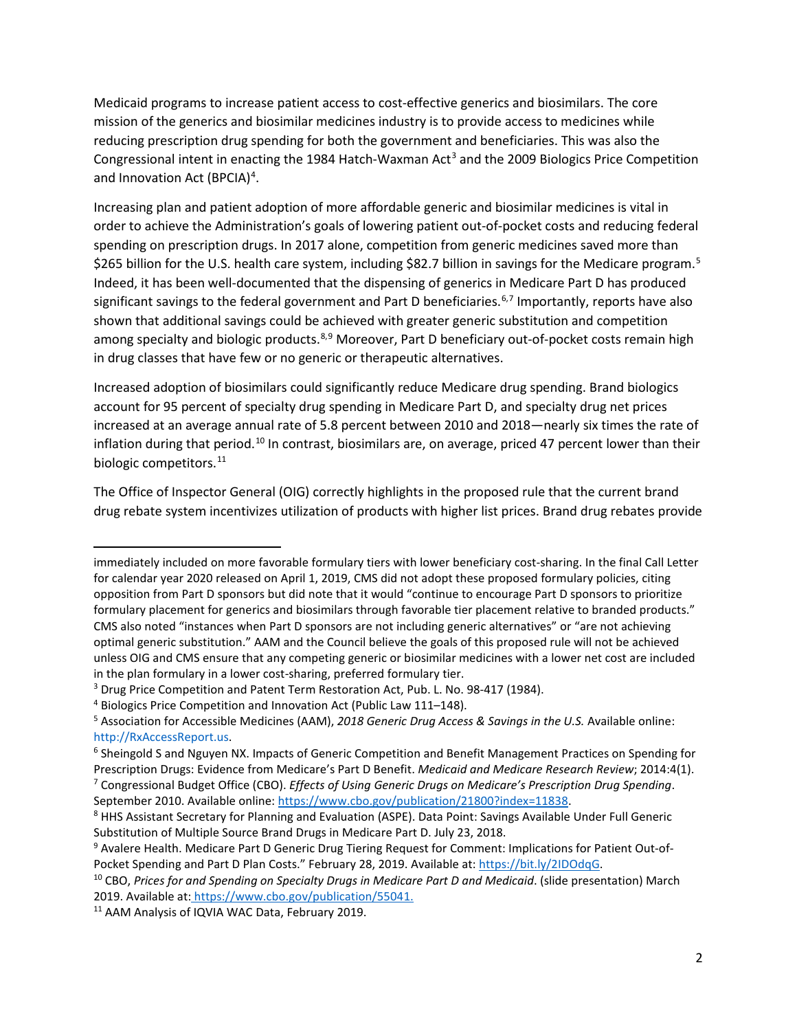Medicaid programs to increase patient access to cost-effective generics and biosimilars. The core mission of the generics and biosimilar medicines industry is to provide access to medicines while reducing prescription drug spending for both the government and beneficiaries. This was also the Congressional intent in enacting the 1984 Hatch-Waxman Act[3] and the 2009 Biologics Price Competition and Innovation Act (BPCIA)[4].

Increasing plan and patient adoption of more affordable generic and biosimilar medicines is vital in order to achieve the Administration's goals of lowering patient out-of-pocket costs and reducing federal spending on prescription drugs. In 2017 alone, competition from generic medicines saved more than $265 billion for the U.S. health care system, including $82.7 billion in savings for the Medicare program.[5] Indeed, it has been well-documented that the dispensing of generics in Medicare Part D has produced significant savings to the federal government and Part D beneficiaries.[6,7] Importantly, reports have also shown that additional savings could be achieved with greater generic substitution and competition among specialty and biologic products.[8,9] Moreover, Part D beneficiary out-of-pocket costs remain high in drug classes that have few or no generic or therapeutic alternatives.

Increased adoption of biosimilars could significantly reduce Medicare drug spending. Brand biologics account for 95 percent of specialty drug spending in Medicare Part D, and specialty drug net prices increased at an average annual rate of 5.8 percent between 2010 and 2018—nearly six times the rate of inflation during that period.[10] In contrast, biosimilars are, on average, priced 47 percent lower than their biologic competitors.[11]

The Office of Inspector General (OIG) correctly highlights in the proposed rule that the current brand drug rebate system incentivizes utilization of products with higher list prices. Brand drug rebates provide

---

immediately included on more favorable formulary tiers with lower beneficiary cost-sharing. In the final Call Letter for calendar year 2020 released on April 1, 2019, CMS did not adopt these proposed formulary policies, citing opposition from Part D sponsors but did note that it would "continue to encourage Part D sponsors to prioritize formulary placement for generics and biosimilars through favorable tier placement relative to branded products." CMS also noted "instances when Part D sponsors are not including generic alternatives" or "are not achieving optimal generic substitution." AAM and the Council believe the goals of this proposed rule will not be achieved unless OIG and CMS ensure that any competing generic or biosimilar medicines with a lower net cost are included in the plan formulary in a lower cost-sharing, preferred formulary tier.

[3] Drug Price Competition and Patent Term Restoration Act, Pub. L. No. 98-417 (1984).

[4] Biologics Price Competition and Innovation Act (Public Law 111–148).

[5] Association for Accessible Medicines (AAM), *2018 Generic Drug Access & Savings in the U.S.* Available online: http://RxAccessReport.us.

[6] Sheingold S and Nguyen NX. Impacts of Generic Competition and Benefit Management Practices on Spending for Prescription Drugs: Evidence from Medicare's Part D Benefit. *Medicaid and Medicare Research Review*; 2014:4(1).

[7] Congressional Budget Office (CBO). *Effects of Using Generic Drugs on Medicare's Prescription Drug Spending*. September 2010. Available online: https://www.cbo.gov/publication/21800?index=11838.

[8] HHS Assistant Secretary for Planning and Evaluation (ASPE). Data Point: Savings Available Under Full Generic Substitution of Multiple Source Brand Drugs in Medicare Part D. July 23, 2018.

[9] Avalere Health. Medicare Part D Generic Drug Tiering Request for Comment: Implications for Patient Out-of-Pocket Spending and Part D Plan Costs." February 28, 2019. Available at: https://bit.ly/2IDOdqG.

[10] CBO, *Prices for and Spending on Specialty Drugs in Medicare Part D and Medicaid*. (slide presentation) March 2019. Available at: https://www.cbo.gov/publication/55041.

[11] AAM Analysis of IQVIA WAC Data, February 2019.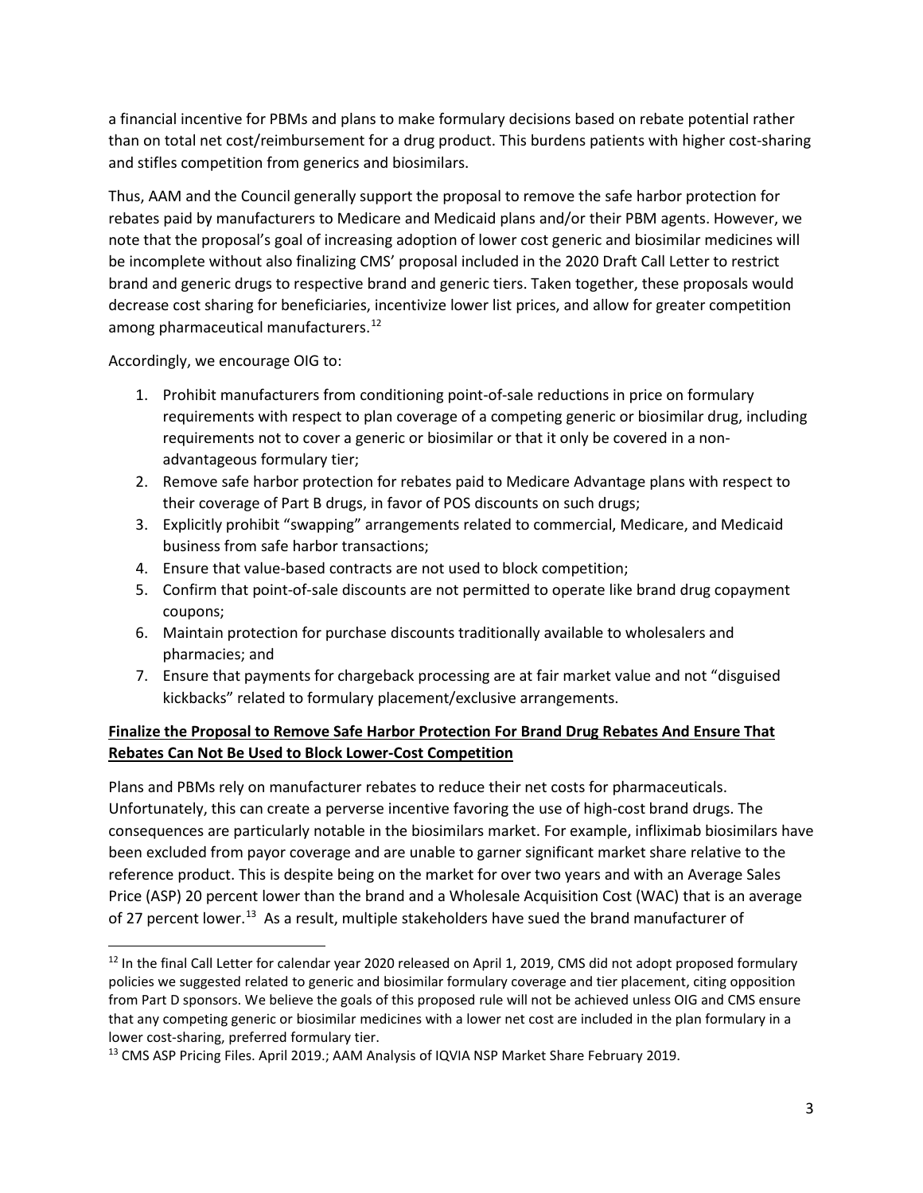a financial incentive for PBMs and plans to make formulary decisions based on rebate potential rather than on total net cost/reimbursement for a drug product. This burdens patients with higher cost-sharing and stifles competition from generics and biosimilars.

Thus, AAM and the Council generally support the proposal to remove the safe harbor protection for rebates paid by manufacturers to Medicare and Medicaid plans and/or their PBM agents. However, we note that the proposal's goal of increasing adoption of lower cost generic and biosimilar medicines will be incomplete without also finalizing CMS' proposal included in the 2020 Draft Call Letter to restrict brand and generic drugs to respective brand and generic tiers. Taken together, these proposals would decrease cost sharing for beneficiaries, incentivize lower list prices, and allow for greater competition among pharmaceutical manufacturers.[12]

Accordingly, we encourage OIG to:

1. Prohibit manufacturers from conditioning point-of-sale reductions in price on formulary requirements with respect to plan coverage of a competing generic or biosimilar drug, including requirements not to cover a generic or biosimilar or that it only be covered in a non-advantageous formulary tier;
2. Remove safe harbor protection for rebates paid to Medicare Advantage plans with respect to their coverage of Part B drugs, in favor of POS discounts on such drugs;
3. Explicitly prohibit "swapping" arrangements related to commercial, Medicare, and Medicaid business from safe harbor transactions;
4. Ensure that value-based contracts are not used to block competition;
5. Confirm that point-of-sale discounts are not permitted to operate like brand drug copayment coupons;
6. Maintain protection for purchase discounts traditionally available to wholesalers and pharmacies; and
7. Ensure that payments for chargeback processing are at fair market value and not "disguised kickbacks" related to formulary placement/exclusive arrangements.

**Finalize the Proposal to Remove Safe Harbor Protection For Brand Drug Rebates And Ensure That Rebates Can Not Be Used to Block Lower-Cost Competition**

Plans and PBMs rely on manufacturer rebates to reduce their net costs for pharmaceuticals. Unfortunately, this can create a perverse incentive favoring the use of high-cost brand drugs. The consequences are particularly notable in the biosimilars market. For example, infliximab biosimilars have been excluded from payor coverage and are unable to garner significant market share relative to the reference product. This is despite being on the market for over two years and with an Average Sales Price (ASP) 20 percent lower than the brand and a Wholesale Acquisition Cost (WAC) that is an average of 27 percent lower.[13] As a result, multiple stakeholders have sued the brand manufacturer of

[12] In the final Call Letter for calendar year 2020 released on April 1, 2019, CMS did not adopt proposed formulary policies we suggested related to generic and biosimilar formulary coverage and tier placement, citing opposition from Part D sponsors. We believe the goals of this proposed rule will not be achieved unless OIG and CMS ensure that any competing generic or biosimilar medicines with a lower net cost are included in the plan formulary in a lower cost-sharing, preferred formulary tier.

[13] CMS ASP Pricing Files. April 2019.; AAM Analysis of IQVIA NSP Market Share February 2019.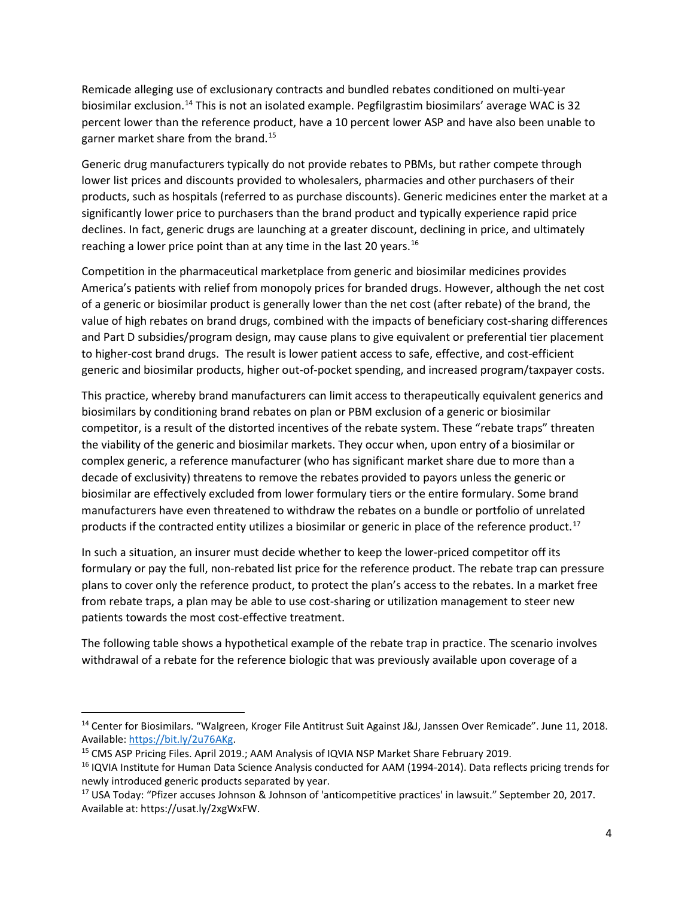Remicade alleging use of exclusionary contracts and bundled rebates conditioned on multi-year biosimilar exclusion.[14] This is not an isolated example. Pegfilgrastim biosimilars' average WAC is 32 percent lower than the reference product, have a 10 percent lower ASP and have also been unable to garner market share from the brand.[15]

Generic drug manufacturers typically do not provide rebates to PBMs, but rather compete through lower list prices and discounts provided to wholesalers, pharmacies and other purchasers of their products, such as hospitals (referred to as purchase discounts). Generic medicines enter the market at a significantly lower price to purchasers than the brand product and typically experience rapid price declines. In fact, generic drugs are launching at a greater discount, declining in price, and ultimately reaching a lower price point than at any time in the last 20 years.[16]

Competition in the pharmaceutical marketplace from generic and biosimilar medicines provides America's patients with relief from monopoly prices for branded drugs. However, although the net cost of a generic or biosimilar product is generally lower than the net cost (after rebate) of the brand, the value of high rebates on brand drugs, combined with the impacts of beneficiary cost-sharing differences and Part D subsidies/program design, may cause plans to give equivalent or preferential tier placement to higher-cost brand drugs. The result is lower patient access to safe, effective, and cost-efficient generic and biosimilar products, higher out-of-pocket spending, and increased program/taxpayer costs.

This practice, whereby brand manufacturers can limit access to therapeutically equivalent generics and biosimilars by conditioning brand rebates on plan or PBM exclusion of a generic or biosimilar competitor, is a result of the distorted incentives of the rebate system. These "rebate traps" threaten the viability of the generic and biosimilar markets. They occur when, upon entry of a biosimilar or complex generic, a reference manufacturer (who has significant market share due to more than a decade of exclusivity) threatens to remove the rebates provided to payors unless the generic or biosimilar are effectively excluded from lower formulary tiers or the entire formulary. Some brand manufacturers have even threatened to withdraw the rebates on a bundle or portfolio of unrelated products if the contracted entity utilizes a biosimilar or generic in place of the reference product.[17]

In such a situation, an insurer must decide whether to keep the lower-priced competitor off its formulary or pay the full, non-rebated list price for the reference product. The rebate trap can pressure plans to cover only the reference product, to protect the plan's access to the rebates. In a market free from rebate traps, a plan may be able to use cost-sharing or utilization management to steer new patients towards the most cost-effective treatment.

The following table shows a hypothetical example of the rebate trap in practice. The scenario involves withdrawal of a rebate for the reference biologic that was previously available upon coverage of a

---

[14] Center for Biosimilars. "Walgreen, Kroger File Antitrust Suit Against J&J, Janssen Over Remicade". June 11, 2018. Available: https://bit.ly/2u76AKg.

[15] CMS ASP Pricing Files. April 2019.; AAM Analysis of IQVIA NSP Market Share February 2019.

[16] IQVIA Institute for Human Data Science Analysis conducted for AAM (1994-2014). Data reflects pricing trends for newly introduced generic products separated by year.

[17] USA Today: "Pfizer accuses Johnson & Johnson of 'anticompetitive practices' in lawsuit." September 20, 2017. Available at: https://usat.ly/2xgWxFW.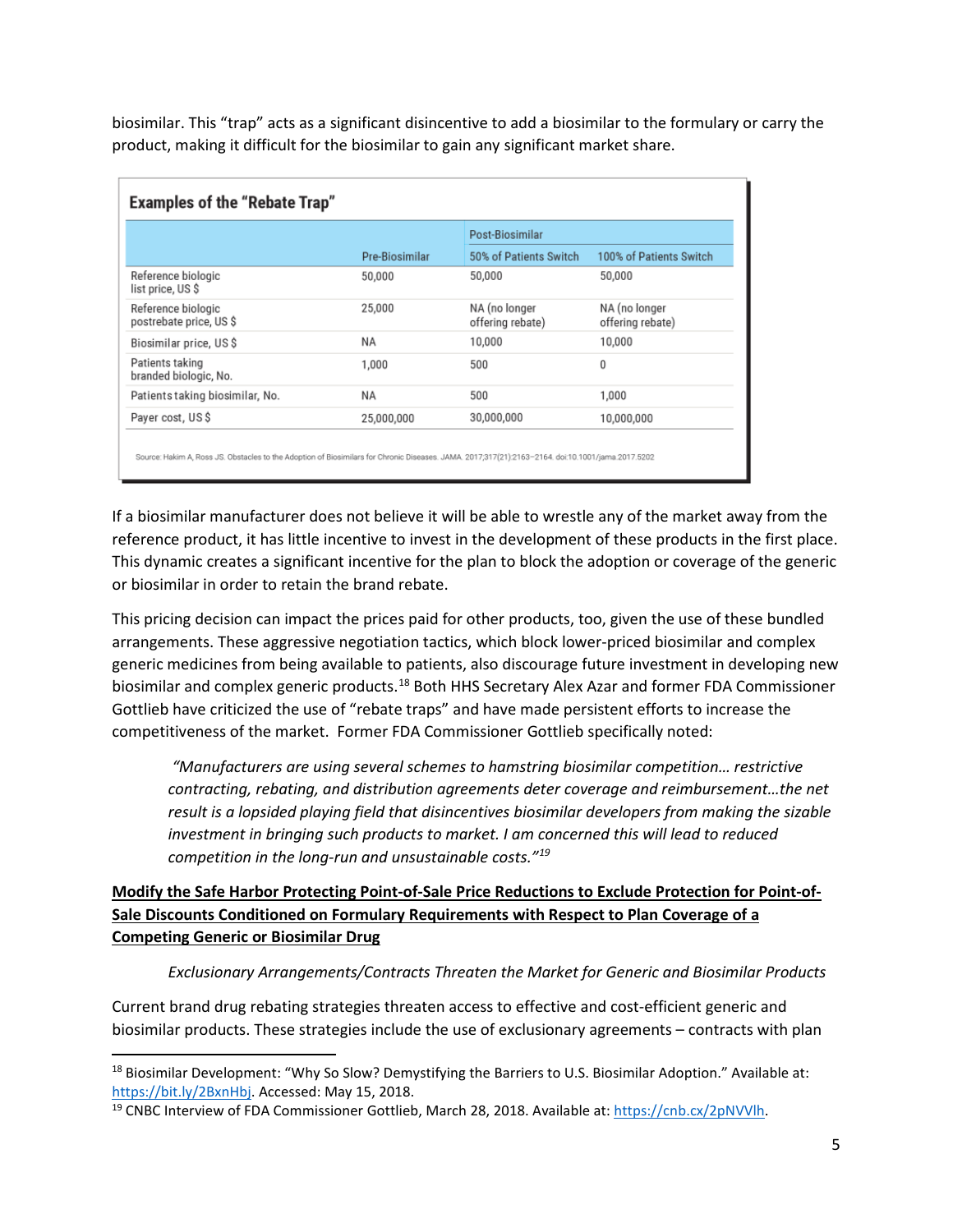biosimilar. This "trap" acts as a significant disincentive to add a biosimilar to the formulary or carry the product, making it difficult for the biosimilar to gain any significant market share.

**Examples of the "Rebate Trap"**

| | Pre-Biosimilar | Post-Biosimilar | |
|---|---|---|---|
| | | 50% of Patients Switch | 100% of Patients Switch |
| Reference biologic list price, US $ | 50,000 | 50,000 | 50,000 |
| Reference biologic postrebate price, US $ | 25,000 | NA (no longer offering rebate) | NA (no longer offering rebate) |
| Biosimilar price, US $ | NA | 10,000 | 10,000 |
| Patients taking branded biologic, No. | 1,000 | 500 | 0 |
| Patients taking biosimilar, No. | NA | 500 | 1,000 |
| Payer cost, US $ | 25,000,000 | 30,000,000 | 10,000,000 |

Source: Hakim A, Ross JS. Obstacles to the Adoption of Biosimilars for Chronic Diseases. JAMA. 2017;317(21):2163–2164. doi:10.1001/jama.2017.5202

If a biosimilar manufacturer does not believe it will be able to wrestle any of the market away from the reference product, it has little incentive to invest in the development of these products in the first place. This dynamic creates a significant incentive for the plan to block the adoption or coverage of the generic or biosimilar in order to retain the brand rebate.

This pricing decision can impact the prices paid for other products, too, given the use of these bundled arrangements. These aggressive negotiation tactics, which block lower-priced biosimilar and complex generic medicines from being available to patients, also discourage future investment in developing new biosimilar and complex generic products.[18] Both HHS Secretary Alex Azar and former FDA Commissioner Gottlieb have criticized the use of "rebate traps" and have made persistent efforts to increase the competitiveness of the market. Former FDA Commissioner Gottlieb specifically noted:

> *"Manufacturers are using several schemes to hamstring biosimilar competition… restrictive contracting, rebating, and distribution agreements deter coverage and reimbursement…the net result is a lopsided playing field that disincentives biosimilar developers from making the sizable investment in bringing such products to market. I am concerned this will lead to reduced competition in the long-run and unsustainable costs."*[19]

**Modify the Safe Harbor Protecting Point-of-Sale Price Reductions to Exclude Protection for Point-of-Sale Discounts Conditioned on Formulary Requirements with Respect to Plan Coverage of a Competing Generic or Biosimilar Drug**

*Exclusionary Arrangements/Contracts Threaten the Market for Generic and Biosimilar Products*

Current brand drug rebating strategies threaten access to effective and cost-efficient generic and biosimilar products. These strategies include the use of exclusionary agreements – contracts with plan

---

[18] Biosimilar Development: "Why So Slow? Demystifying the Barriers to U.S. Biosimilar Adoption." Available at: https://bit.ly/2BxnHbj. Accessed: May 15, 2018.

[19] CNBC Interview of FDA Commissioner Gottlieb, March 28, 2018. Available at: https://cnb.cx/2pNVVlh.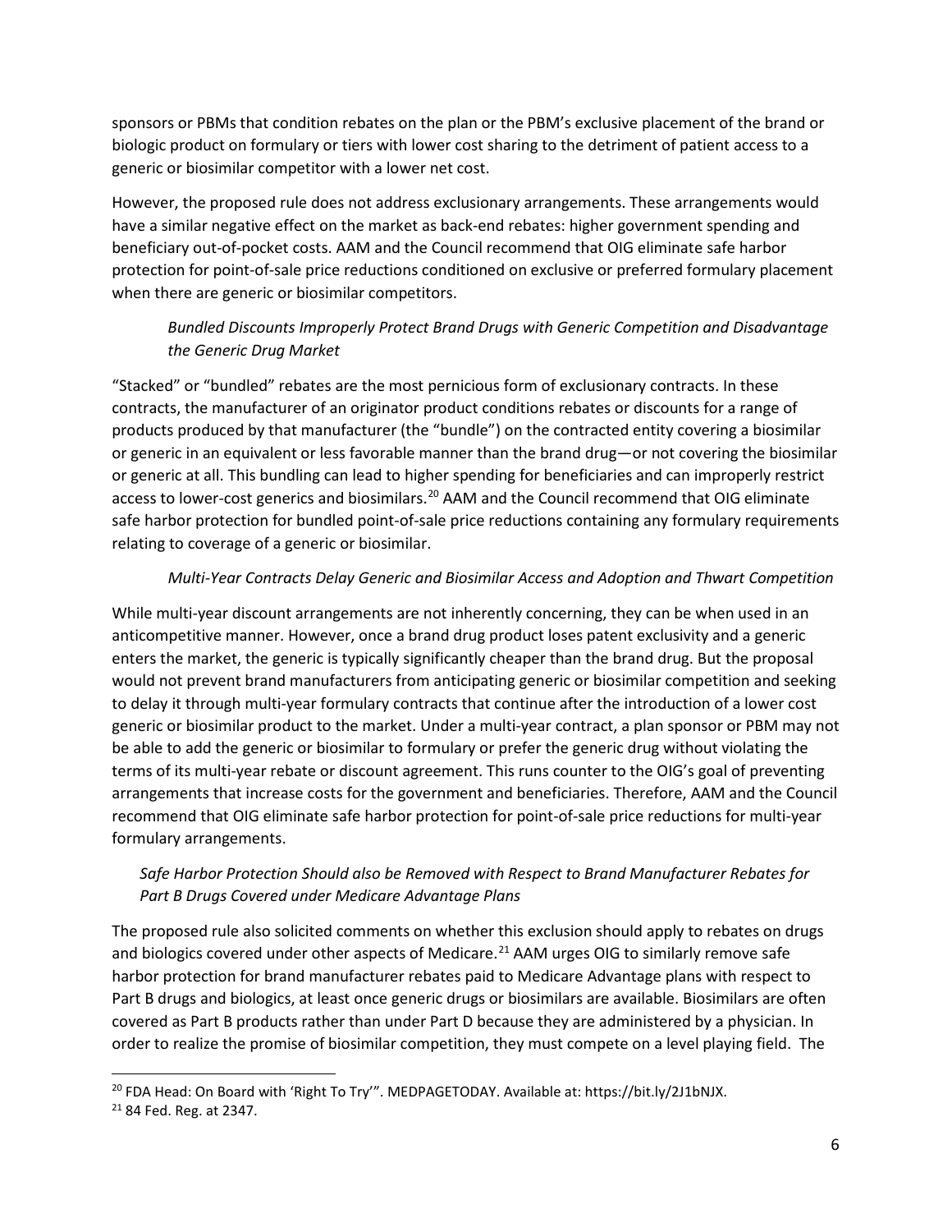sponsors or PBMs that condition rebates on the plan or the PBM's exclusive placement of the brand or biologic product on formulary or tiers with lower cost sharing to the detriment of patient access to a generic or biosimilar competitor with a lower net cost.

However, the proposed rule does not address exclusionary arrangements. These arrangements would have a similar negative effect on the market as back-end rebates: higher government spending and beneficiary out-of-pocket costs. AAM and the Council recommend that OIG eliminate safe harbor protection for point-of-sale price reductions conditioned on exclusive or preferred formulary placement when there are generic or biosimilar competitors.

*Bundled Discounts Improperly Protect Brand Drugs with Generic Competition and Disadvantage the Generic Drug Market*

"Stacked" or "bundled" rebates are the most pernicious form of exclusionary contracts. In these contracts, the manufacturer of an originator product conditions rebates or discounts for a range of products produced by that manufacturer (the "bundle") on the contracted entity covering a biosimilar or generic in an equivalent or less favorable manner than the brand drug—or not covering the biosimilar or generic at all. This bundling can lead to higher spending for beneficiaries and can improperly restrict access to lower-cost generics and biosimilars.[20] AAM and the Council recommend that OIG eliminate safe harbor protection for bundled point-of-sale price reductions containing any formulary requirements relating to coverage of a generic or biosimilar.

*Multi-Year Contracts Delay Generic and Biosimilar Access and Adoption and Thwart Competition*

While multi-year discount arrangements are not inherently concerning, they can be when used in an anticompetitive manner. However, once a brand drug product loses patent exclusivity and a generic enters the market, the generic is typically significantly cheaper than the brand drug. But the proposal would not prevent brand manufacturers from anticipating generic or biosimilar competition and seeking to delay it through multi-year formulary contracts that continue after the introduction of a lower cost generic or biosimilar product to the market. Under a multi-year contract, a plan sponsor or PBM may not be able to add the generic or biosimilar to formulary or prefer the generic drug without violating the terms of its multi-year rebate or discount agreement. This runs counter to the OIG's goal of preventing arrangements that increase costs for the government and beneficiaries. Therefore, AAM and the Council recommend that OIG eliminate safe harbor protection for point-of-sale price reductions for multi-year formulary arrangements.

*Safe Harbor Protection Should also be Removed with Respect to Brand Manufacturer Rebates for Part B Drugs Covered under Medicare Advantage Plans*

The proposed rule also solicited comments on whether this exclusion should apply to rebates on drugs and biologics covered under other aspects of Medicare.[21] AAM urges OIG to similarly remove safe harbor protection for brand manufacturer rebates paid to Medicare Advantage plans with respect to Part B drugs and biologics, at least once generic drugs or biosimilars are available. Biosimilars are often covered as Part B products rather than under Part D because they are administered by a physician. In order to realize the promise of biosimilar competition, they must compete on a level playing field. The

[20] FDA Head: On Board with 'Right To Try'". MEDPAGETODAY. Available at: https://bit.ly/2J1bNJX.

[21] 84 Fed. Reg. at 2347.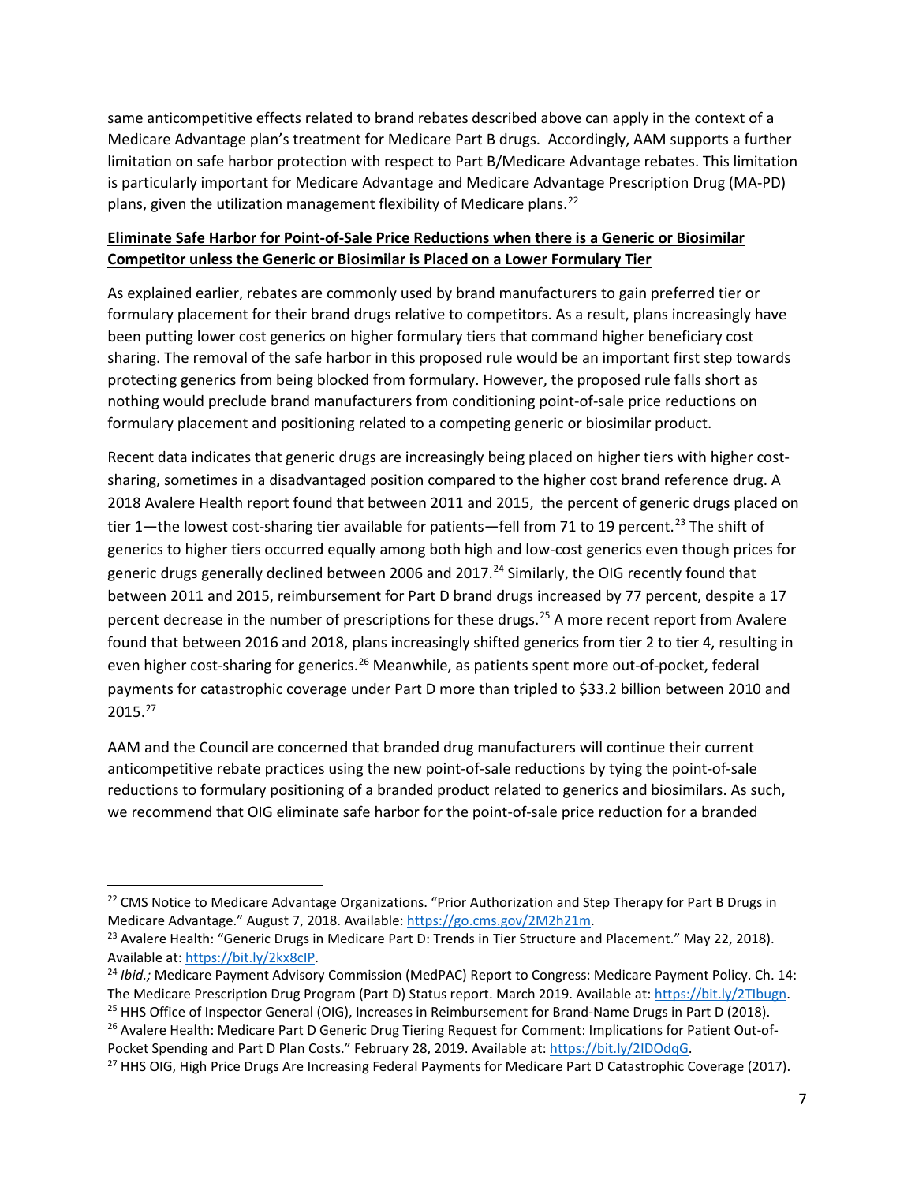same anticompetitive effects related to brand rebates described above can apply in the context of a Medicare Advantage plan's treatment for Medicare Part B drugs. Accordingly, AAM supports a further limitation on safe harbor protection with respect to Part B/Medicare Advantage rebates. This limitation is particularly important for Medicare Advantage and Medicare Advantage Prescription Drug (MA-PD) plans, given the utilization management flexibility of Medicare plans.[22]

**Eliminate Safe Harbor for Point-of-Sale Price Reductions when there is a Generic or Biosimilar Competitor unless the Generic or Biosimilar is Placed on a Lower Formulary Tier**

As explained earlier, rebates are commonly used by brand manufacturers to gain preferred tier or formulary placement for their brand drugs relative to competitors. As a result, plans increasingly have been putting lower cost generics on higher formulary tiers that command higher beneficiary cost sharing. The removal of the safe harbor in this proposed rule would be an important first step towards protecting generics from being blocked from formulary. However, the proposed rule falls short as nothing would preclude brand manufacturers from conditioning point-of-sale price reductions on formulary placement and positioning related to a competing generic or biosimilar product.

Recent data indicates that generic drugs are increasingly being placed on higher tiers with higher cost-sharing, sometimes in a disadvantaged position compared to the higher cost brand reference drug. A 2018 Avalere Health report found that between 2011 and 2015, the percent of generic drugs placed on tier 1—the lowest cost-sharing tier available for patients—fell from 71 to 19 percent.[23] The shift of generics to higher tiers occurred equally among both high and low-cost generics even though prices for generic drugs generally declined between 2006 and 2017.[24] Similarly, the OIG recently found that between 2011 and 2015, reimbursement for Part D brand drugs increased by 77 percent, despite a 17 percent decrease in the number of prescriptions for these drugs.[25] A more recent report from Avalere found that between 2016 and 2018, plans increasingly shifted generics from tier 2 to tier 4, resulting in even higher cost-sharing for generics.[26] Meanwhile, as patients spent more out-of-pocket, federal payments for catastrophic coverage under Part D more than tripled to $33.2 billion between 2010 and 2015.[27]

AAM and the Council are concerned that branded drug manufacturers will continue their current anticompetitive rebate practices using the new point-of-sale reductions by tying the point-of-sale reductions to formulary positioning of a branded product related to generics and biosimilars. As such, we recommend that OIG eliminate safe harbor for the point-of-sale price reduction for a branded

---

[22] CMS Notice to Medicare Advantage Organizations. "Prior Authorization and Step Therapy for Part B Drugs in Medicare Advantage." August 7, 2018. Available: https://go.cms.gov/2M2h21m.

[23] Avalere Health: "Generic Drugs in Medicare Part D: Trends in Tier Structure and Placement." May 22, 2018). Available at: https://bit.ly/2kx8cIP.

[24] *Ibid.;* Medicare Payment Advisory Commission (MedPAC) Report to Congress: Medicare Payment Policy. Ch. 14: The Medicare Prescription Drug Program (Part D) Status report. March 2019. Available at: https://bit.ly/2TIbugn.

[25] HHS Office of Inspector General (OIG), Increases in Reimbursement for Brand-Name Drugs in Part D (2018).

[26] Avalere Health: Medicare Part D Generic Drug Tiering Request for Comment: Implications for Patient Out-of-Pocket Spending and Part D Plan Costs." February 28, 2019. Available at: https://bit.ly/2IDOdqG.

[27] HHS OIG, High Price Drugs Are Increasing Federal Payments for Medicare Part D Catastrophic Coverage (2017).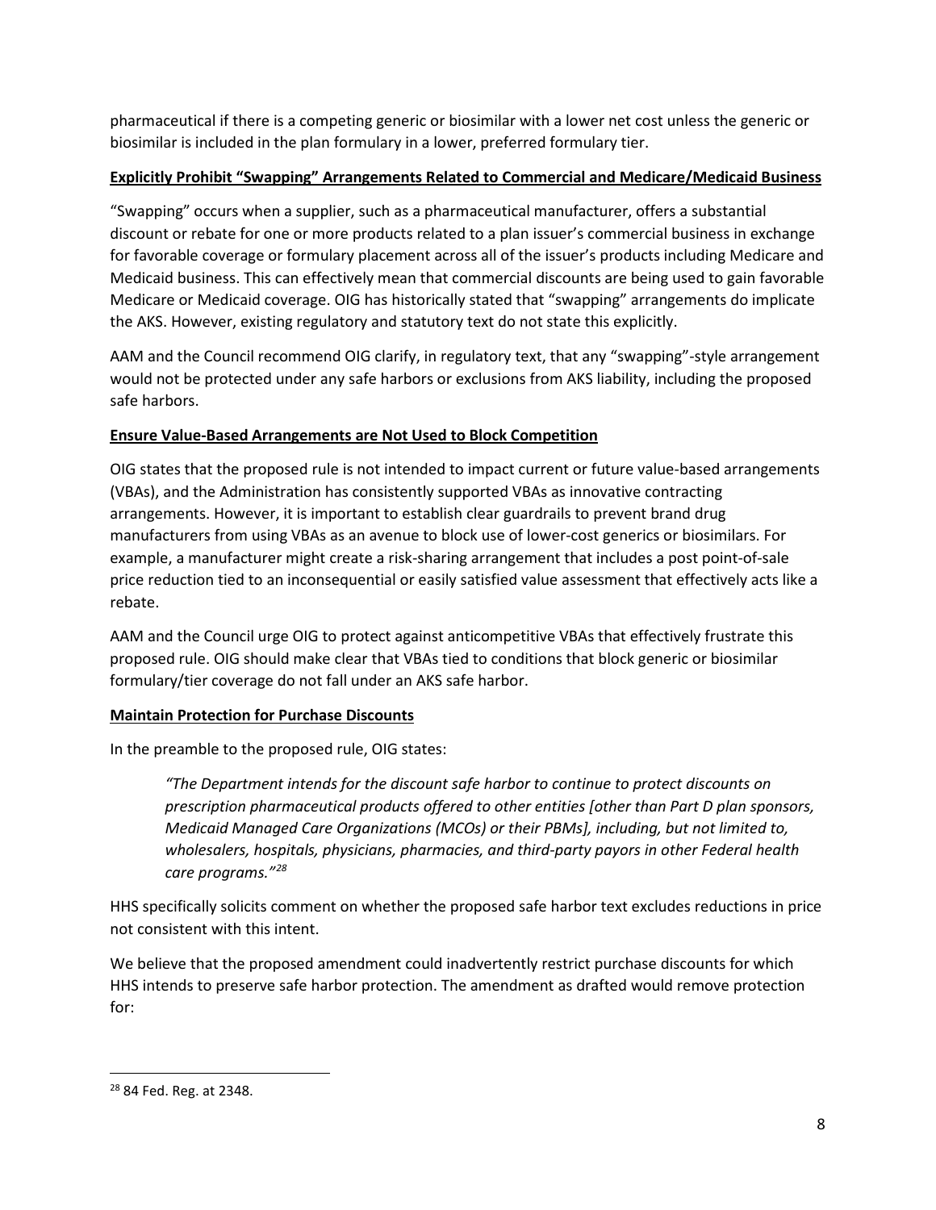pharmaceutical if there is a competing generic or biosimilar with a lower net cost unless the generic or biosimilar is included in the plan formulary in a lower, preferred formulary tier.

**Explicitly Prohibit "Swapping" Arrangements Related to Commercial and Medicare/Medicaid Business**

"Swapping" occurs when a supplier, such as a pharmaceutical manufacturer, offers a substantial discount or rebate for one or more products related to a plan issuer's commercial business in exchange for favorable coverage or formulary placement across all of the issuer's products including Medicare and Medicaid business. This can effectively mean that commercial discounts are being used to gain favorable Medicare or Medicaid coverage. OIG has historically stated that "swapping" arrangements do implicate the AKS. However, existing regulatory and statutory text do not state this explicitly.

AAM and the Council recommend OIG clarify, in regulatory text, that any "swapping"-style arrangement would not be protected under any safe harbors or exclusions from AKS liability, including the proposed safe harbors.

**Ensure Value-Based Arrangements are Not Used to Block Competition**

OIG states that the proposed rule is not intended to impact current or future value-based arrangements (VBAs), and the Administration has consistently supported VBAs as innovative contracting arrangements. However, it is important to establish clear guardrails to prevent brand drug manufacturers from using VBAs as an avenue to block use of lower-cost generics or biosimilars. For example, a manufacturer might create a risk-sharing arrangement that includes a post point-of-sale price reduction tied to an inconsequential or easily satisfied value assessment that effectively acts like a rebate.

AAM and the Council urge OIG to protect against anticompetitive VBAs that effectively frustrate this proposed rule. OIG should make clear that VBAs tied to conditions that block generic or biosimilar formulary/tier coverage do not fall under an AKS safe harbor.

**Maintain Protection for Purchase Discounts**

In the preamble to the proposed rule, OIG states:

> *"The Department intends for the discount safe harbor to continue to protect discounts on prescription pharmaceutical products offered to other entities [other than Part D plan sponsors, Medicaid Managed Care Organizations (MCOs) or their PBMs], including, but not limited to, wholesalers, hospitals, physicians, pharmacies, and third-party payors in other Federal health care programs."*[28]

HHS specifically solicits comment on whether the proposed safe harbor text excludes reductions in price not consistent with this intent.

We believe that the proposed amendment could inadvertently restrict purchase discounts for which HHS intends to preserve safe harbor protection. The amendment as drafted would remove protection for:

---

[28] 84 Fed. Reg. at 2348.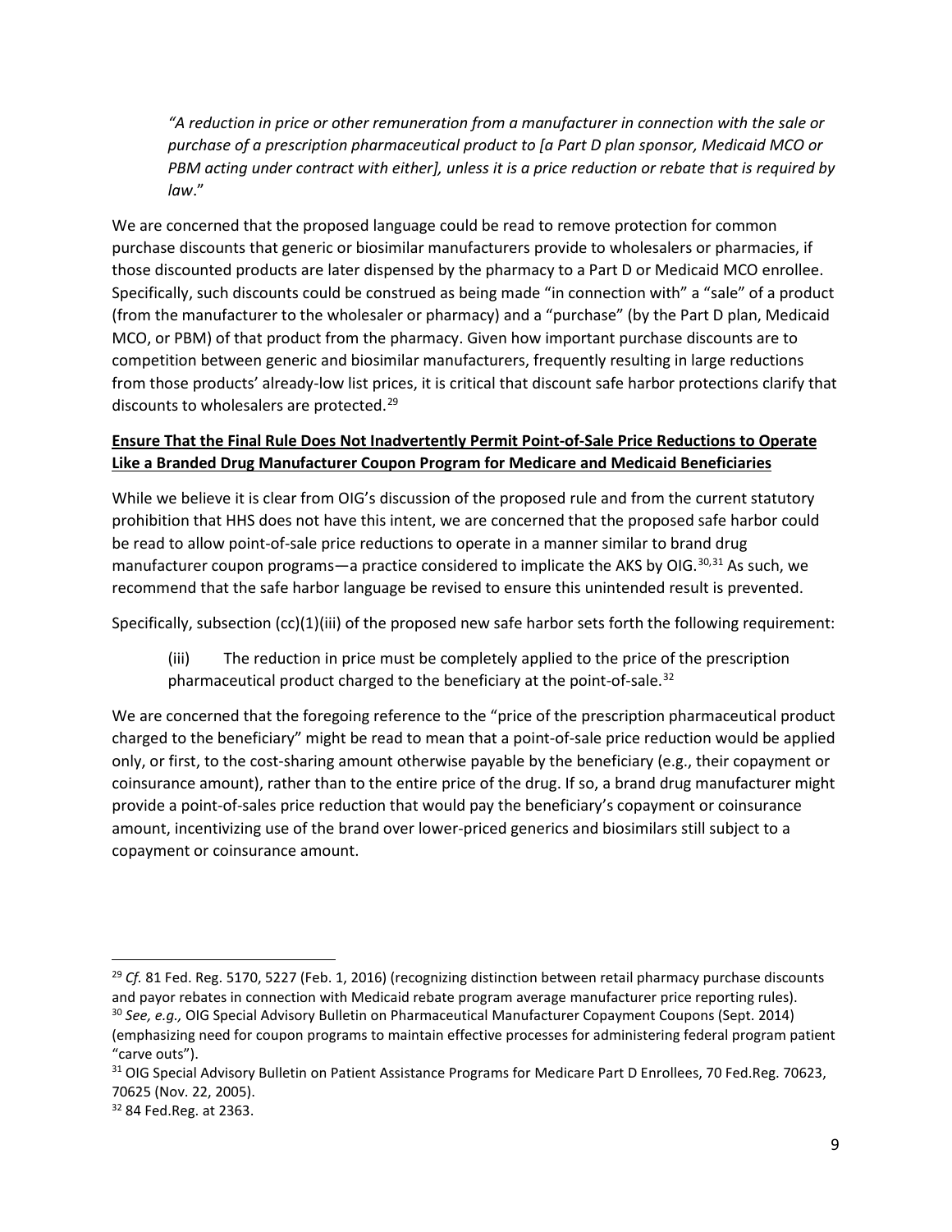*"A reduction in price or other remuneration from a manufacturer in connection with the sale or purchase of a prescription pharmaceutical product to [a Part D plan sponsor, Medicaid MCO or PBM acting under contract with either], unless it is a price reduction or rebate that is required by law*."

We are concerned that the proposed language could be read to remove protection for common purchase discounts that generic or biosimilar manufacturers provide to wholesalers or pharmacies, if those discounted products are later dispensed by the pharmacy to a Part D or Medicaid MCO enrollee. Specifically, such discounts could be construed as being made "in connection with" a "sale" of a product (from the manufacturer to the wholesaler or pharmacy) and a "purchase" (by the Part D plan, Medicaid MCO, or PBM) of that product from the pharmacy. Given how important purchase discounts are to competition between generic and biosimilar manufacturers, frequently resulting in large reductions from those products' already-low list prices, it is critical that discount safe harbor protections clarify that discounts to wholesalers are protected.[29]

**Ensure That the Final Rule Does Not Inadvertently Permit Point-of-Sale Price Reductions to Operate Like a Branded Drug Manufacturer Coupon Program for Medicare and Medicaid Beneficiaries**

While we believe it is clear from OIG's discussion of the proposed rule and from the current statutory prohibition that HHS does not have this intent, we are concerned that the proposed safe harbor could be read to allow point-of-sale price reductions to operate in a manner similar to brand drug manufacturer coupon programs—a practice considered to implicate the AKS by OIG.[30,31] As such, we recommend that the safe harbor language be revised to ensure this unintended result is prevented.

Specifically, subsection (cc)(1)(iii) of the proposed new safe harbor sets forth the following requirement:

> (iii) The reduction in price must be completely applied to the price of the prescription pharmaceutical product charged to the beneficiary at the point-of-sale.[32]

We are concerned that the foregoing reference to the "price of the prescription pharmaceutical product charged to the beneficiary" might be read to mean that a point-of-sale price reduction would be applied only, or first, to the cost-sharing amount otherwise payable by the beneficiary (e.g., their copayment or coinsurance amount), rather than to the entire price of the drug. If so, a brand drug manufacturer might provide a point-of-sales price reduction that would pay the beneficiary's copayment or coinsurance amount, incentivizing use of the brand over lower-priced generics and biosimilars still subject to a copayment or coinsurance amount.

---

[29] *Cf.* 81 Fed. Reg. 5170, 5227 (Feb. 1, 2016) (recognizing distinction between retail pharmacy purchase discounts and payor rebates in connection with Medicaid rebate program average manufacturer price reporting rules).

[30] *See, e.g.,* OIG Special Advisory Bulletin on Pharmaceutical Manufacturer Copayment Coupons (Sept. 2014) (emphasizing need for coupon programs to maintain effective processes for administering federal program patient "carve outs").

[31] OIG Special Advisory Bulletin on Patient Assistance Programs for Medicare Part D Enrollees, 70 Fed.Reg. 70623, 70625 (Nov. 22, 2005).

[32] 84 Fed.Reg. at 2363.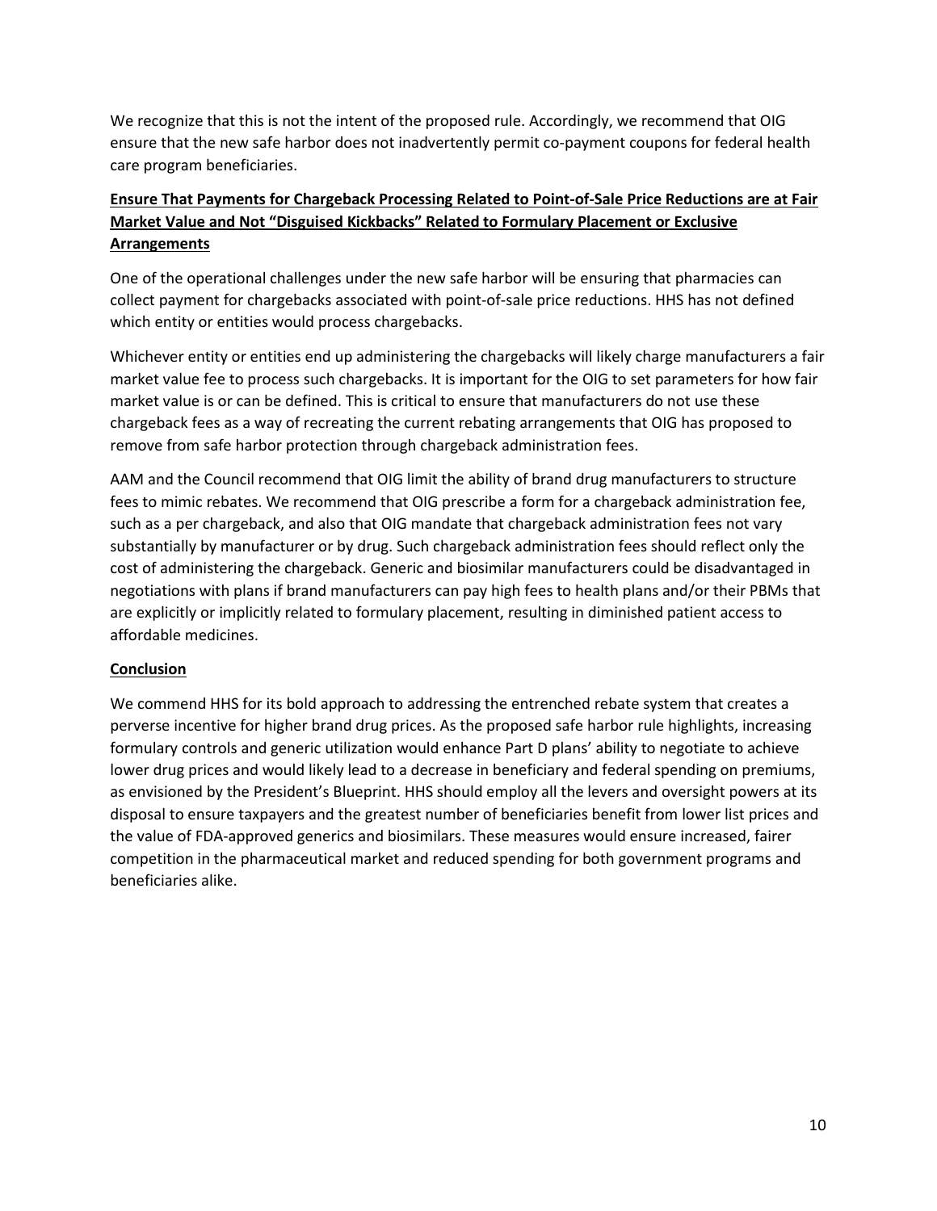We recognize that this is not the intent of the proposed rule. Accordingly, we recommend that OIG ensure that the new safe harbor does not inadvertently permit co-payment coupons for federal health care program beneficiaries.

## Ensure That Payments for Chargeback Processing Related to Point-of-Sale Price Reductions are at Fair Market Value and Not "Disguised Kickbacks" Related to Formulary Placement or Exclusive Arrangements

One of the operational challenges under the new safe harbor will be ensuring that pharmacies can collect payment for chargebacks associated with point-of-sale price reductions. HHS has not defined which entity or entities would process chargebacks.

Whichever entity or entities end up administering the chargebacks will likely charge manufacturers a fair market value fee to process such chargebacks. It is important for the OIG to set parameters for how fair market value is or can be defined. This is critical to ensure that manufacturers do not use these chargeback fees as a way of recreating the current rebating arrangements that OIG has proposed to remove from safe harbor protection through chargeback administration fees.

AAM and the Council recommend that OIG limit the ability of brand drug manufacturers to structure fees to mimic rebates. We recommend that OIG prescribe a form for a chargeback administration fee, such as a per chargeback, and also that OIG mandate that chargeback administration fees not vary substantially by manufacturer or by drug. Such chargeback administration fees should reflect only the cost of administering the chargeback. Generic and biosimilar manufacturers could be disadvantaged in negotiations with plans if brand manufacturers can pay high fees to health plans and/or their PBMs that are explicitly or implicitly related to formulary placement, resulting in diminished patient access to affordable medicines.

## Conclusion

We commend HHS for its bold approach to addressing the entrenched rebate system that creates a perverse incentive for higher brand drug prices. As the proposed safe harbor rule highlights, increasing formulary controls and generic utilization would enhance Part D plans' ability to negotiate to achieve lower drug prices and would likely lead to a decrease in beneficiary and federal spending on premiums, as envisioned by the President's Blueprint. HHS should employ all the levers and oversight powers at its disposal to ensure taxpayers and the greatest number of beneficiaries benefit from lower list prices and the value of FDA-approved generics and biosimilars. These measures would ensure increased, fairer competition in the pharmaceutical market and reduced spending for both government programs and beneficiaries alike.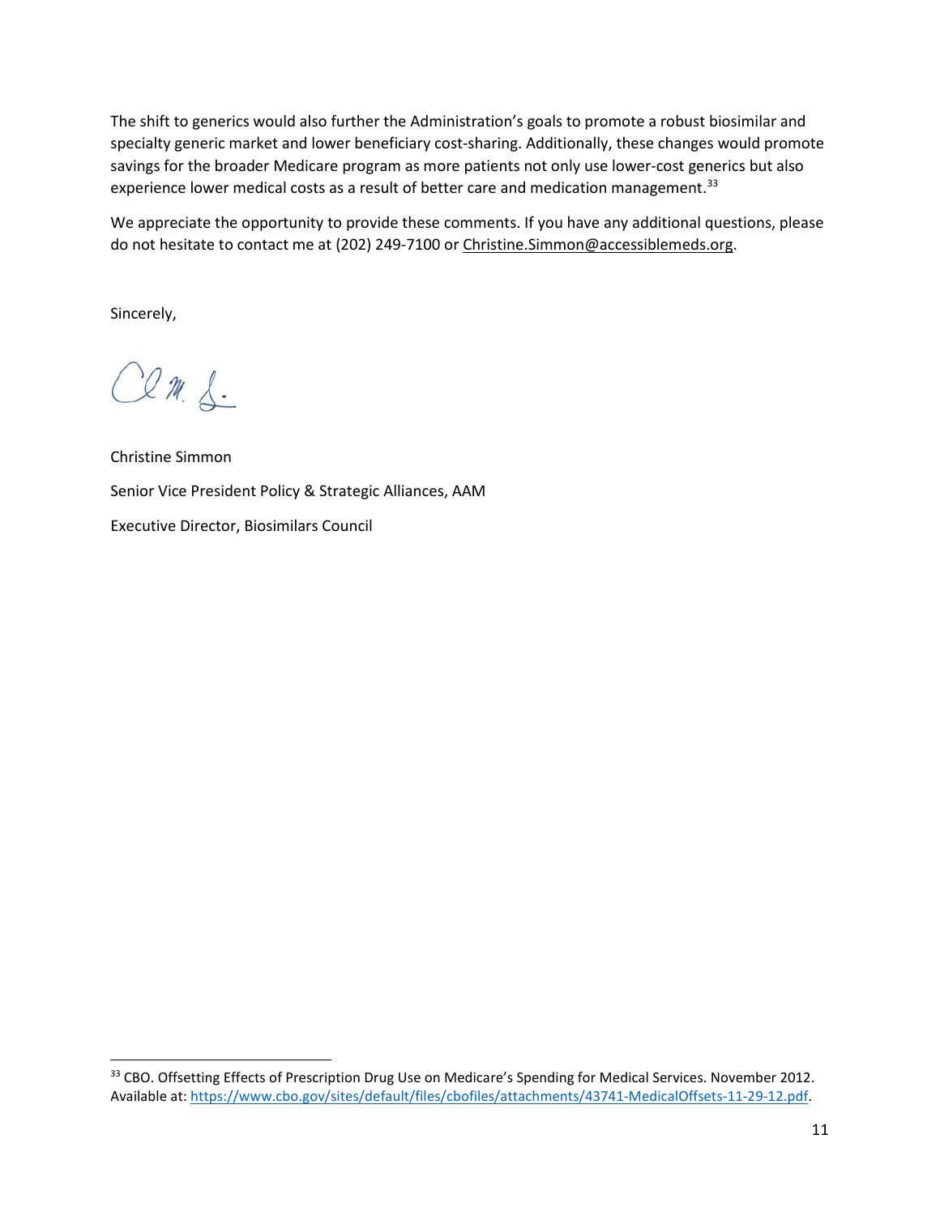The shift to generics would also further the Administration's goals to promote a robust biosimilar and specialty generic market and lower beneficiary cost-sharing. Additionally, these changes would promote savings for the broader Medicare program as more patients not only use lower-cost generics but also experience lower medical costs as a result of better care and medication management.[33]

We appreciate the opportunity to provide these comments. If you have any additional questions, please do not hesitate to contact me at (202) 249-7100 or Christine.Simmon@accessiblemeds.org.

Sincerely,

Christine Simmon

Senior Vice President Policy & Strategic Alliances, AAM

Executive Director, Biosimilars Council

---

[33] CBO. Offsetting Effects of Prescription Drug Use on Medicare's Spending for Medical Services. November 2012. Available at: https://www.cbo.gov/sites/default/files/cbofiles/attachments/43741-MedicalOffsets-11-29-12.pdf.